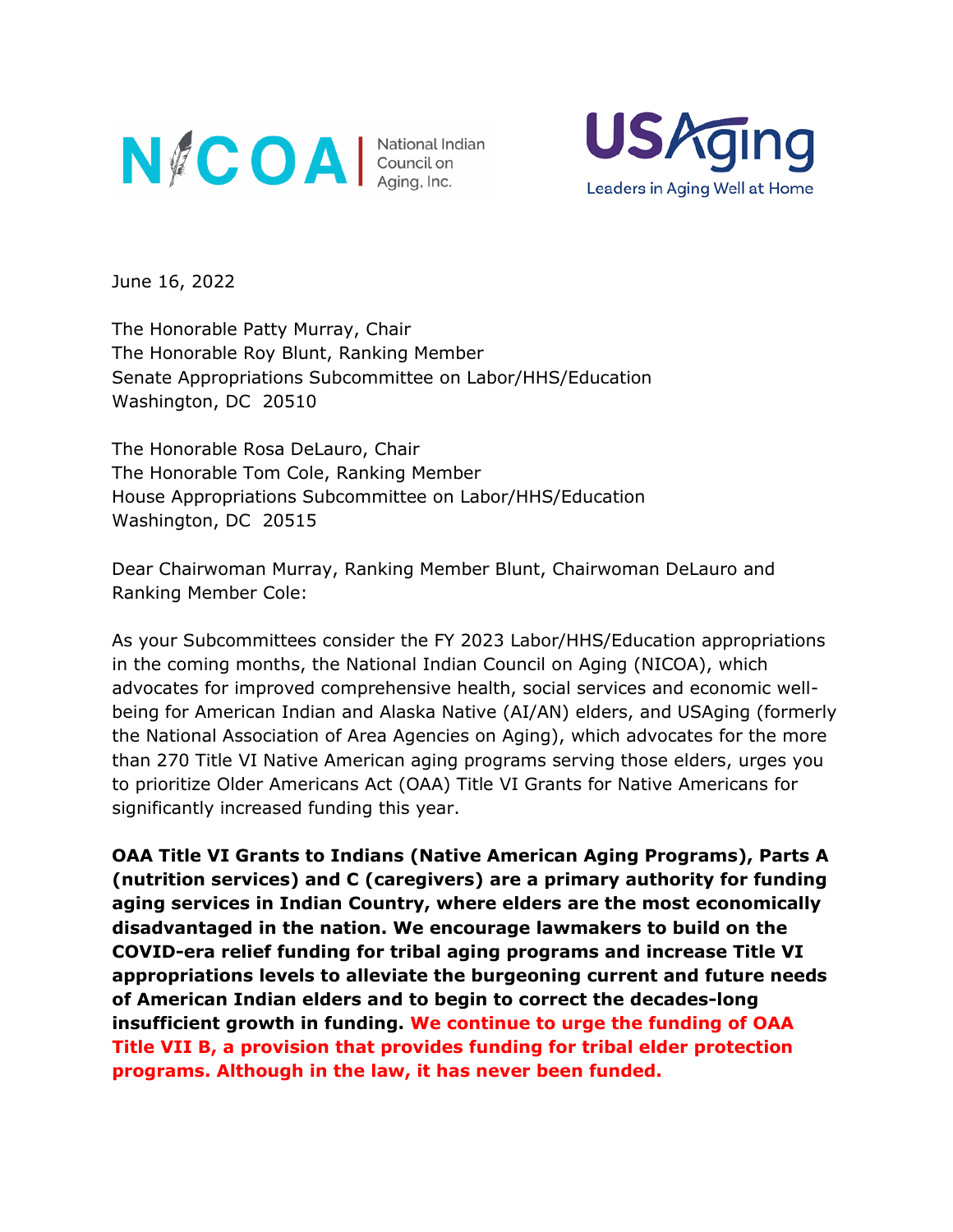NICOA | National Indian Council on Aging, Inc.

USAging — Leaders in Aging Well at Home

June 16, 2022

The Honorable Patty Murray, Chair
The Honorable Roy Blunt, Ranking Member
Senate Appropriations Subcommittee on Labor/HHS/Education
Washington, DC 20510

The Honorable Rosa DeLauro, Chair
The Honorable Tom Cole, Ranking Member
House Appropriations Subcommittee on Labor/HHS/Education
Washington, DC 20515

Dear Chairwoman Murray, Ranking Member Blunt, Chairwoman DeLauro and Ranking Member Cole:

As your Subcommittees consider the FY 2023 Labor/HHS/Education appropriations in the coming months, the National Indian Council on Aging (NICOA), which advocates for improved comprehensive health, social services and economic well-being for American Indian and Alaska Native (AI/AN) elders, and USAging (formerly the National Association of Area Agencies on Aging), which advocates for the more than 270 Title VI Native American aging programs serving those elders, urges you to prioritize Older Americans Act (OAA) Title VI Grants for Native Americans for significantly increased funding this year.

**OAA Title VI Grants to Indians (Native American Aging Programs), Parts A (nutrition services) and C (caregivers) are a primary authority for funding aging services in Indian Country, where elders are the most economically disadvantaged in the nation. We encourage lawmakers to build on the COVID-era relief funding for tribal aging programs and increase Title VI appropriations levels to alleviate the burgeoning current and future needs of American Indian elders and to begin to correct the decades-long insufficient growth in funding. We continue to urge the funding of OAA Title VII B, a provision that provides funding for tribal elder protection programs. Although in the law, it has never been funded.**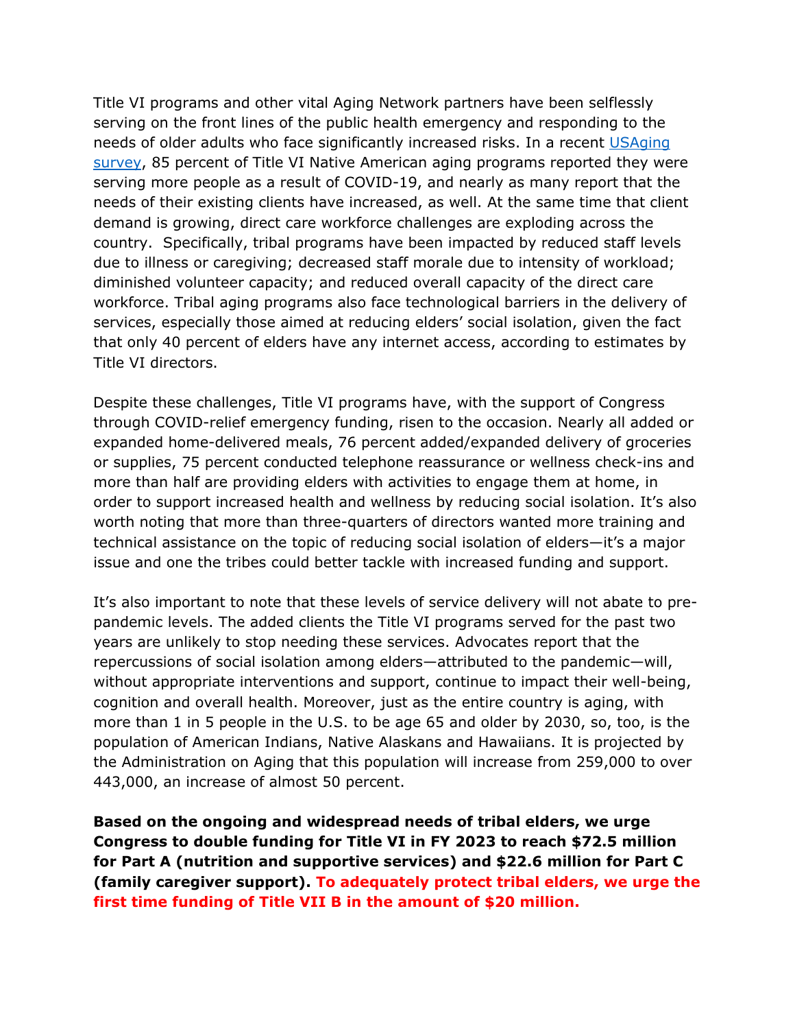Title VI programs and other vital Aging Network partners have been selflessly serving on the front lines of the public health emergency and responding to the needs of older adults who face significantly increased risks. In a recent [USAging survey](), 85 percent of Title VI Native American aging programs reported they were serving more people as a result of COVID-19, and nearly as many report that the needs of their existing clients have increased, as well. At the same time that client demand is growing, direct care workforce challenges are exploding across the country. Specifically, tribal programs have been impacted by reduced staff levels due to illness or caregiving; decreased staff morale due to intensity of workload; diminished volunteer capacity; and reduced overall capacity of the direct care workforce. Tribal aging programs also face technological barriers in the delivery of services, especially those aimed at reducing elders' social isolation, given the fact that only 40 percent of elders have any internet access, according to estimates by Title VI directors.

Despite these challenges, Title VI programs have, with the support of Congress through COVID-relief emergency funding, risen to the occasion. Nearly all added or expanded home-delivered meals, 76 percent added/expanded delivery of groceries or supplies, 75 percent conducted telephone reassurance or wellness check-ins and more than half are providing elders with activities to engage them at home, in order to support increased health and wellness by reducing social isolation. It's also worth noting that more than three-quarters of directors wanted more training and technical assistance on the topic of reducing social isolation of elders—it's a major issue and one the tribes could better tackle with increased funding and support.

It's also important to note that these levels of service delivery will not abate to pre-pandemic levels. The added clients the Title VI programs served for the past two years are unlikely to stop needing these services. Advocates report that the repercussions of social isolation among elders—attributed to the pandemic—will, without appropriate interventions and support, continue to impact their well-being, cognition and overall health. Moreover, just as the entire country is aging, with more than 1 in 5 people in the U.S. to be age 65 and older by 2030, so, too, is the population of American Indians, Native Alaskans and Hawaiians. It is projected by the Administration on Aging that this population will increase from 259,000 to over 443,000, an increase of almost 50 percent.

**Based on the ongoing and widespread needs of tribal elders, we urge Congress to double funding for Title VI in FY 2023 to reach $72.5 million for Part A (nutrition and supportive services) and $22.6 million for Part C (family caregiver support). To adequately protect tribal elders, we urge the first time funding of Title VII B in the amount of $20 million.**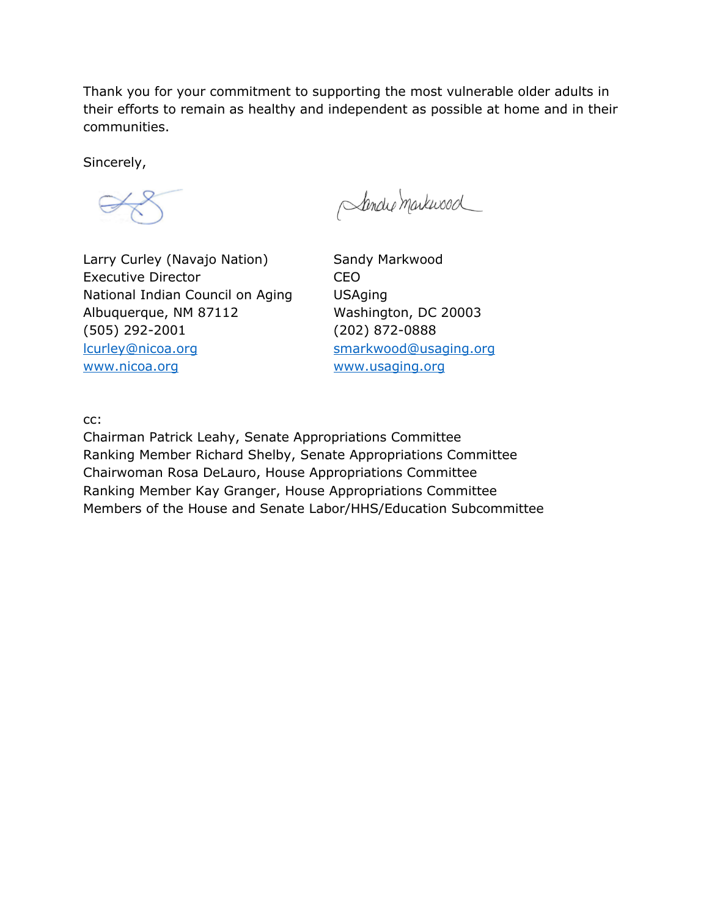Thank you for your commitment to supporting the most vulnerable older adults in their efforts to remain as healthy and independent as possible at home and in their communities.

Sincerely,

Larry Curley (Navajo Nation)
Executive Director
National Indian Council on Aging
Albuquerque, NM 87112
(505) 292-2001
lcurley@nicoa.org
www.nicoa.org

Sandy Markwood
CEO
USAging
Washington, DC 20003
(202) 872-0888
smarkwood@usaging.org
www.usaging.org

cc:
Chairman Patrick Leahy, Senate Appropriations Committee
Ranking Member Richard Shelby, Senate Appropriations Committee
Chairwoman Rosa DeLauro, House Appropriations Committee
Ranking Member Kay Granger, House Appropriations Committee
Members of the House and Senate Labor/HHS/Education Subcommittee